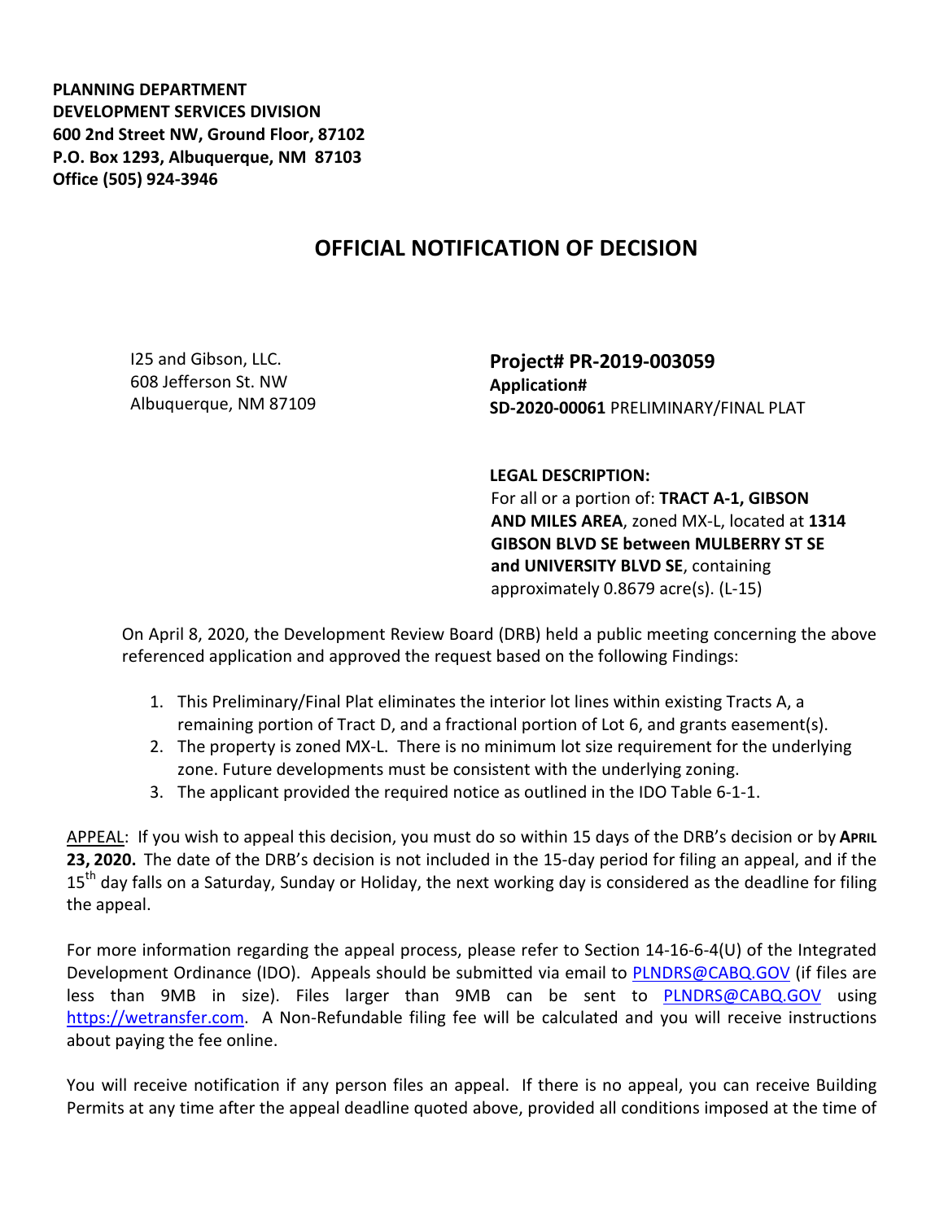**PLANNING DEPARTMENT**
**DEVELOPMENT SERVICES DIVISION**
**600 2nd Street NW, Ground Floor, 87102**
**P.O. Box 1293, Albuquerque, NM 87103**
**Office (505) 924-3946**

# OFFICIAL NOTIFICATION OF DECISION

I25 and Gibson, LLC.
608 Jefferson St. NW
Albuquerque, NM 87109

**Project# PR-2019-003059**
**Application#**
**SD-2020-00061** PRELIMINARY/FINAL PLAT

**LEGAL DESCRIPTION:**
For all or a portion of: **TRACT A-1, GIBSON AND MILES AREA**, zoned MX-L, located at **1314 GIBSON BLVD SE between MULBERRY ST SE and UNIVERSITY BLVD SE**, containing approximately 0.8679 acre(s). (L-15)

On April 8, 2020, the Development Review Board (DRB) held a public meeting concerning the above referenced application and approved the request based on the following Findings:

1. This Preliminary/Final Plat eliminates the interior lot lines within existing Tracts A, a remaining portion of Tract D, and a fractional portion of Lot 6, and grants easement(s).
2. The property is zoned MX-L. There is no minimum lot size requirement for the underlying zone. Future developments must be consistent with the underlying zoning.
3. The applicant provided the required notice as outlined in the IDO Table 6-1-1.

APPEAL: If you wish to appeal this decision, you must do so within 15 days of the DRB's decision or by **APRIL 23, 2020.** The date of the DRB's decision is not included in the 15-day period for filing an appeal, and if the 15th day falls on a Saturday, Sunday or Holiday, the next working day is considered as the deadline for filing the appeal.

For more information regarding the appeal process, please refer to Section 14-16-6-4(U) of the Integrated Development Ordinance (IDO). Appeals should be submitted via email to PLNDRS@CABQ.GOV (if files are less than 9MB in size). Files larger than 9MB can be sent to PLNDRS@CABQ.GOV using https://wetransfer.com. A Non-Refundable filing fee will be calculated and you will receive instructions about paying the fee online.

You will receive notification if any person files an appeal. If there is no appeal, you can receive Building Permits at any time after the appeal deadline quoted above, provided all conditions imposed at the time of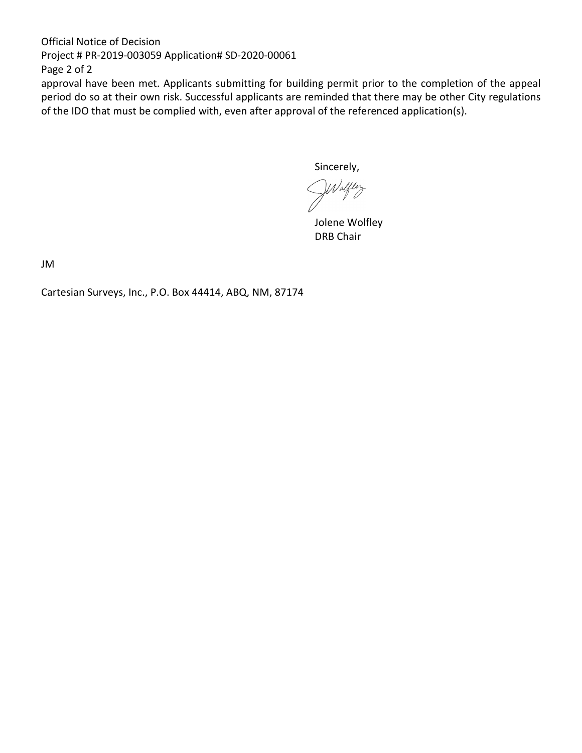approval have been met. Applicants submitting for building permit prior to the completion of the appeal period do so at their own risk. Successful applicants are reminded that there may be other City regulations of the IDO that must be complied with, even after approval of the referenced application(s).

Sincerely,

Jolene Wolfley
DRB Chair

JM

Cartesian Surveys, Inc., P.O. Box 44414, ABQ, NM, 87174